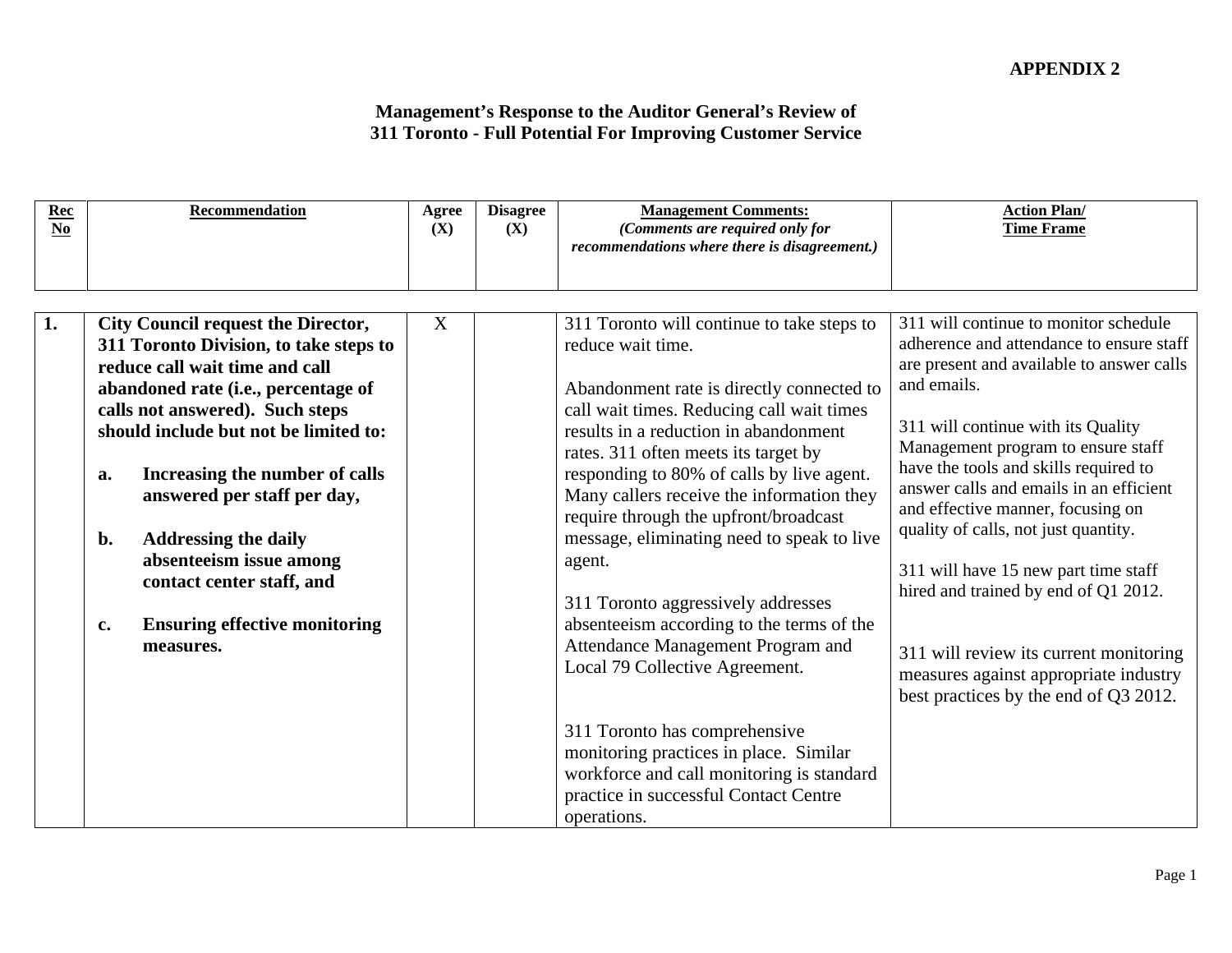**APPENDIX 2**

## Management's Response to the Auditor General's Review of 311 Toronto - Full Potential For Improving Customer Service

| Rec No | Recommendation | Agree (X) | Disagree (X) | Management Comments: *(Comments are required only for recommendations where there is disagreement.)* | Action Plan/ Time Frame |
|---|---|---|---|---|---|
| 1. | **City Council request the Director, 311 Toronto Division, to take steps to reduce call wait time and call abandoned rate (i.e., percentage of calls not answered). Such steps should include but not be limited to:**<br><br>**a. Increasing the number of calls answered per staff per day,**<br><br>**b. Addressing the daily absenteeism issue among contact center staff, and**<br><br>**c. Ensuring effective monitoring measures.** | X | | 311 Toronto will continue to take steps to reduce wait time.<br><br>Abandonment rate is directly connected to call wait times. Reducing call wait times results in a reduction in abandonment rates. 311 often meets its target by responding to 80% of calls by live agent. Many callers receive the information they require through the upfront/broadcast message, eliminating need to speak to live agent.<br><br>311 Toronto aggressively addresses absenteeism according to the terms of the Attendance Management Program and Local 79 Collective Agreement.<br><br>311 Toronto has comprehensive monitoring practices in place. Similar workforce and call monitoring is standard practice in successful Contact Centre operations. | 311 will continue to monitor schedule adherence and attendance to ensure staff are present and available to answer calls and emails.<br><br>311 will continue with its Quality Management program to ensure staff have the tools and skills required to answer calls and emails in an efficient and effective manner, focusing on quality of calls, not just quantity.<br><br>311 will have 15 new part time staff hired and trained by end of Q1 2012.<br><br>311 will review its current monitoring measures against appropriate industry best practices by the end of Q3 2012. |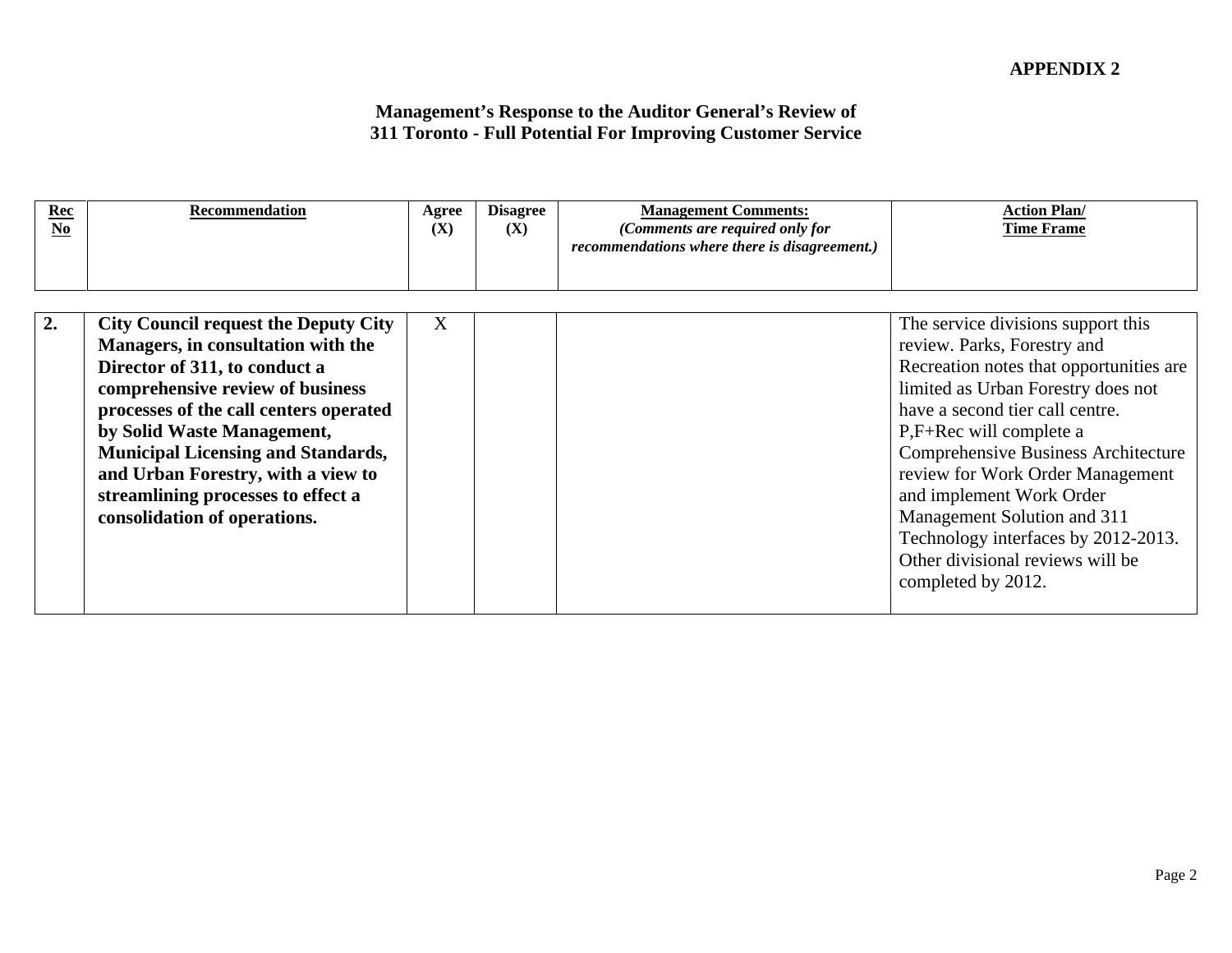**APPENDIX 2**

**Management's Response to the Auditor General's Review of 311 Toronto - Full Potential For Improving Customer Service**

| Rec No | Recommendation | Agree (X) | Disagree (X) | Management Comments: *(Comments are required only for recommendations where there is disagreement.)* | Action Plan/ Time Frame |
|---|---|---|---|---|---|
| 2. | **City Council request the Deputy City Managers, in consultation with the Director of 311, to conduct a comprehensive review of business processes of the call centers operated by Solid Waste Management, Municipal Licensing and Standards, and Urban Forestry, with a view to streamlining processes to effect a consolidation of operations.** | X | | | The service divisions support this review. Parks, Forestry and Recreation notes that opportunities are limited as Urban Forestry does not have a second tier call centre. P,F+Rec will complete a Comprehensive Business Architecture review for Work Order Management and implement Work Order Management Solution and 311 Technology interfaces by 2012-2013. Other divisional reviews will be completed by 2012. |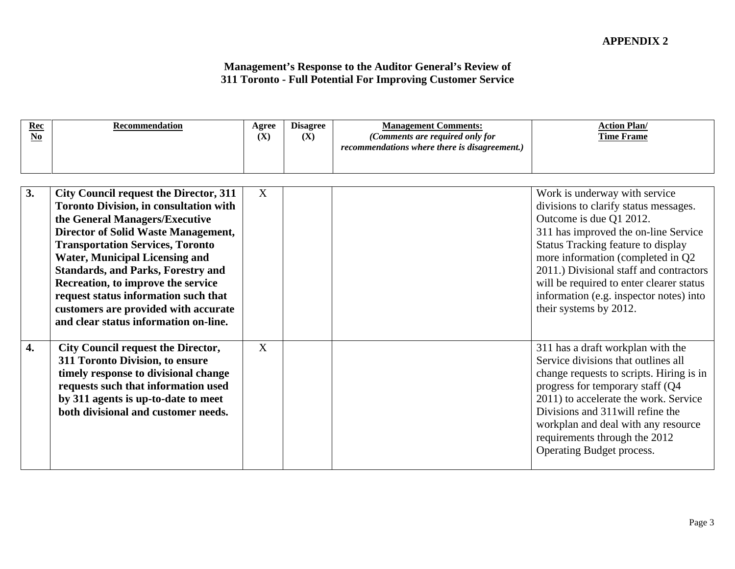**APPENDIX 2**

## Management's Response to the Auditor General's Review of 311 Toronto - Full Potential For Improving Customer Service

| Rec No | Recommendation | Agree (X) | Disagree (X) | Management Comments: *(Comments are required only for recommendations where there is disagreement.)* | Action Plan/ Time Frame |
|---|---|---|---|---|---|
| **3.** | **City Council request the Director, 311 Toronto Division, in consultation with the General Managers/Executive Director of Solid Waste Management, Transportation Services, Toronto Water, Municipal Licensing and Standards, and Parks, Forestry and Recreation, to improve the service request status information such that customers are provided with accurate and clear status information on-line.** | X | | | Work is underway with service divisions to clarify status messages. Outcome is due Q1 2012. 311 has improved the on-line Service Status Tracking feature to display more information (completed in Q2 2011.) Divisional staff and contractors will be required to enter clearer status information (e.g. inspector notes) into their systems by 2012. |
| **4.** | **City Council request the Director, 311 Toronto Division, to ensure timely response to divisional change requests such that information used by 311 agents is up-to-date to meet both divisional and customer needs.** | X | | | 311 has a draft workplan with the Service divisions that outlines all change requests to scripts. Hiring is in progress for temporary staff (Q4 2011) to accelerate the work. Service Divisions and 311will refine the workplan and deal with any resource requirements through the 2012 Operating Budget process. |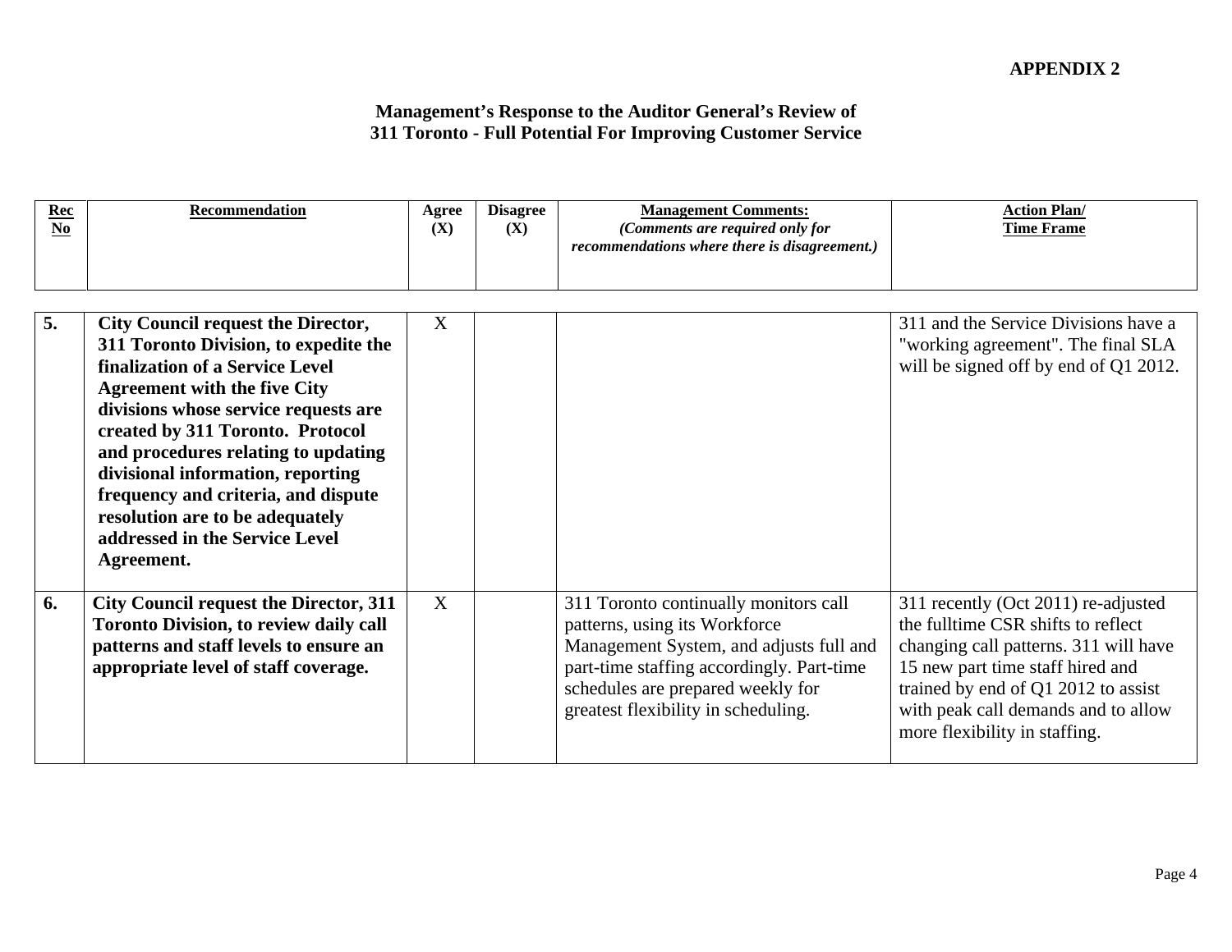**APPENDIX 2**

**Management's Response to the Auditor General's Review of 311 Toronto - Full Potential For Improving Customer Service**

| Rec No | Recommendation | Agree (X) | Disagree (X) | Management Comments: *(Comments are required only for recommendations where there is disagreement.)* | Action Plan/ Time Frame |
|---|---|---|---|---|---|
| **5.** | **City Council request the Director, 311 Toronto Division, to expedite the finalization of a Service Level Agreement with the five City divisions whose service requests are created by 311 Toronto. Protocol and procedures relating to updating divisional information, reporting frequency and criteria, and dispute resolution are to be adequately addressed in the Service Level Agreement.** | X | | | 311 and the Service Divisions have a "working agreement". The final SLA will be signed off by end of Q1 2012. |
| **6.** | **City Council request the Director, 311 Toronto Division, to review daily call patterns and staff levels to ensure an appropriate level of staff coverage.** | X | | 311 Toronto continually monitors call patterns, using its Workforce Management System, and adjusts full and part-time staffing accordingly. Part-time schedules are prepared weekly for greatest flexibility in scheduling. | 311 recently (Oct 2011) re-adjusted the fulltime CSR shifts to reflect changing call patterns. 311 will have 15 new part time staff hired and trained by end of Q1 2012 to assist with peak call demands and to allow more flexibility in staffing. |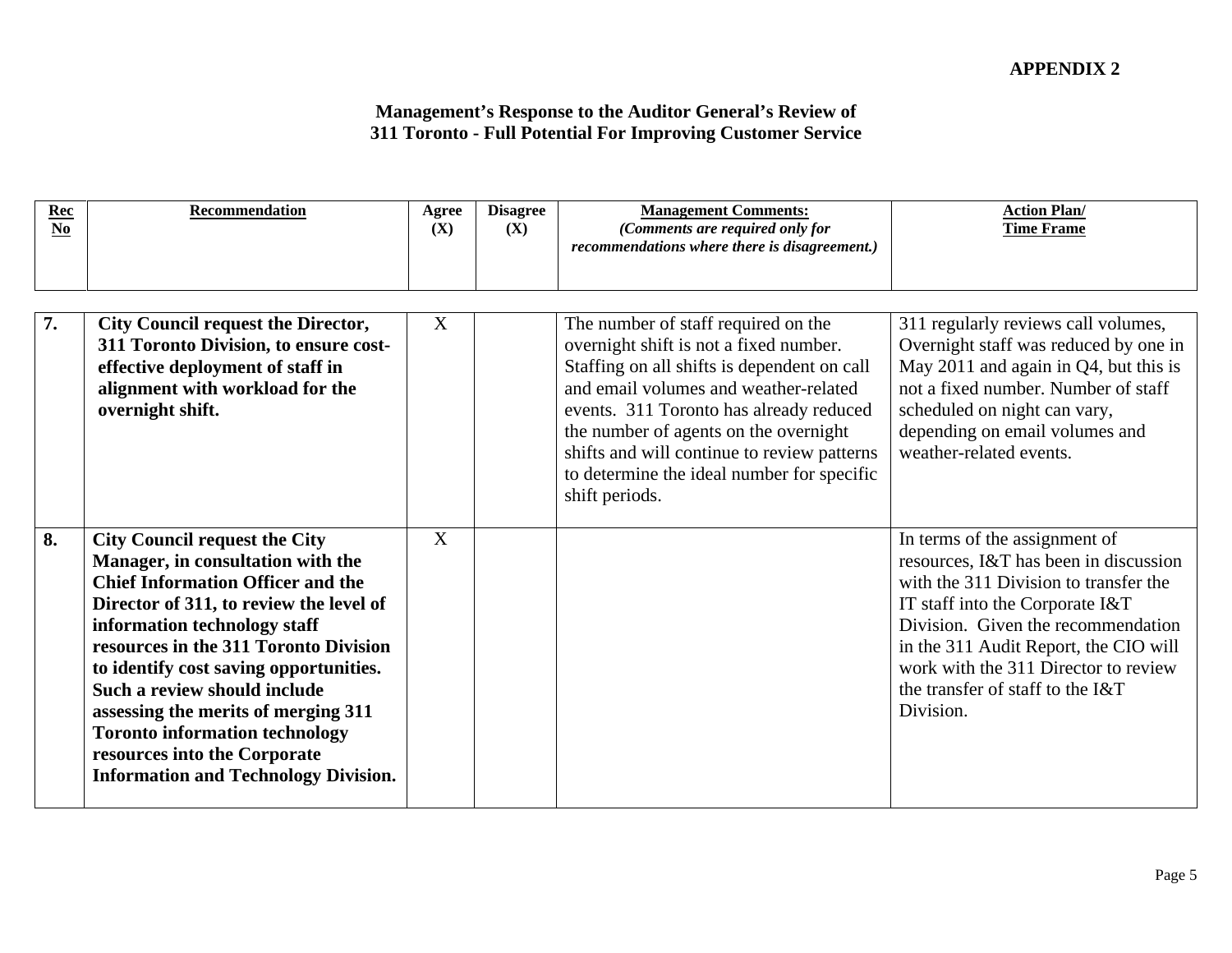**APPENDIX 2**

**Management's Response to the Auditor General's Review of 311 Toronto - Full Potential For Improving Customer Service**

| Rec No | Recommendation | Agree (X) | Disagree (X) | Management Comments: *(Comments are required only for recommendations where there is disagreement.)* | Action Plan/ Time Frame |
|---|---|---|---|---|---|
| **7.** | **City Council request the Director, 311 Toronto Division, to ensure cost-effective deployment of staff in alignment with workload for the overnight shift.** | X | | The number of staff required on the overnight shift is not a fixed number. Staffing on all shifts is dependent on call and email volumes and weather-related events. 311 Toronto has already reduced the number of agents on the overnight shifts and will continue to review patterns to determine the ideal number for specific shift periods. | 311 regularly reviews call volumes, Overnight staff was reduced by one in May 2011 and again in Q4, but this is not a fixed number. Number of staff scheduled on night can vary, depending on email volumes and weather-related events. |
| **8.** | **City Council request the City Manager, in consultation with the Chief Information Officer and the Director of 311, to review the level of information technology staff resources in the 311 Toronto Division to identify cost saving opportunities. Such a review should include assessing the merits of merging 311 Toronto information technology resources into the Corporate Information and Technology Division.** | X | | | In terms of the assignment of resources, I&T has been in discussion with the 311 Division to transfer the IT staff into the Corporate I&T Division. Given the recommendation in the 311 Audit Report, the CIO will work with the 311 Director to review the transfer of staff to the I&T Division. |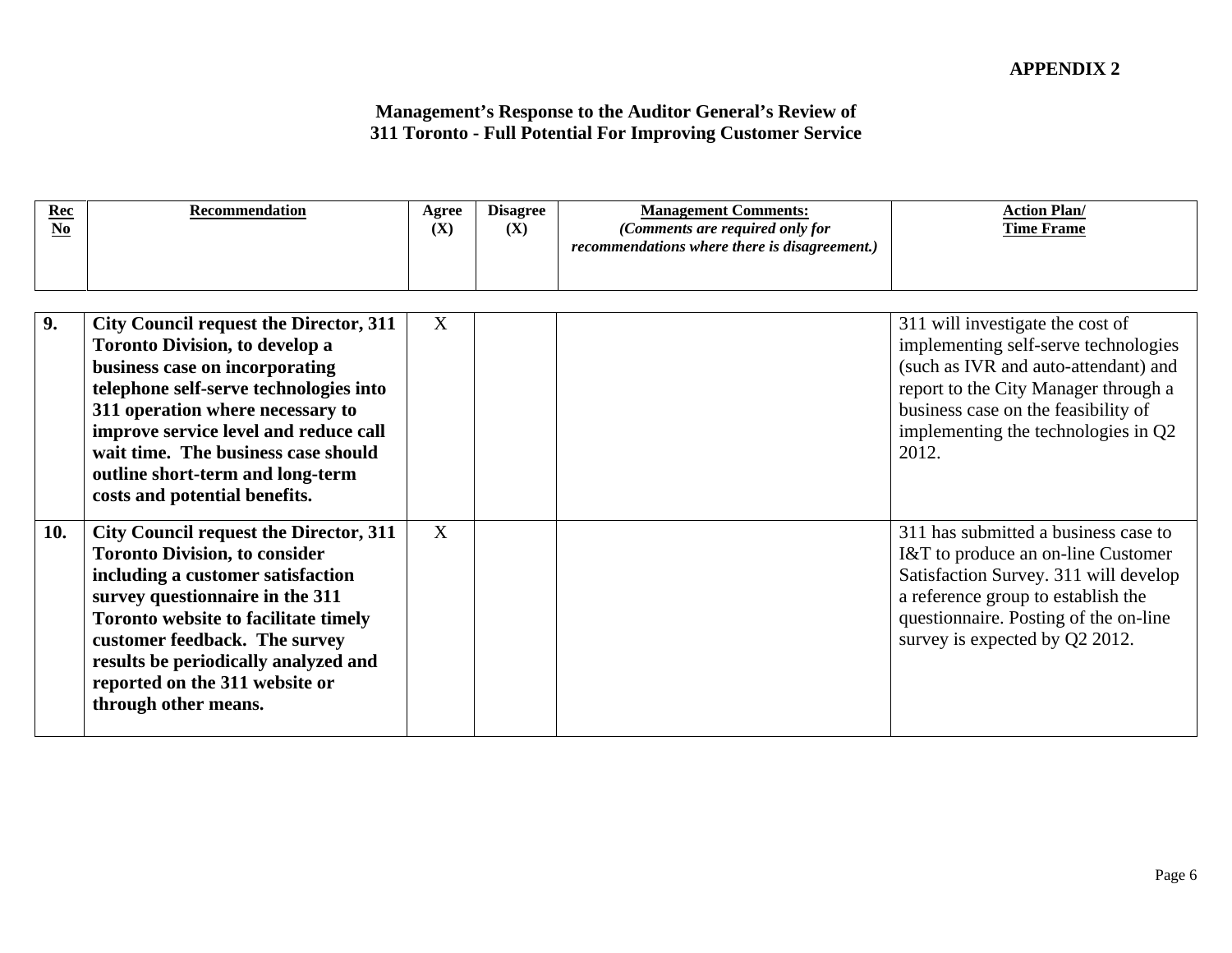**APPENDIX 2**

**Management's Response to the Auditor General's Review of 311 Toronto - Full Potential For Improving Customer Service**

| Rec No | Recommendation | Agree (X) | Disagree (X) | Management Comments: *(Comments are required only for recommendations where there is disagreement.)* | Action Plan/ Time Frame |
|---|---|---|---|---|---|
| **9.** | **City Council request the Director, 311 Toronto Division, to develop a business case on incorporating telephone self-serve technologies into 311 operation where necessary to improve service level and reduce call wait time. The business case should outline short-term and long-term costs and potential benefits.** | X | | | 311 will investigate the cost of implementing self-serve technologies (such as IVR and auto-attendant) and report to the City Manager through a business case on the feasibility of implementing the technologies in Q2 2012. |
| **10.** | **City Council request the Director, 311 Toronto Division, to consider including a customer satisfaction survey questionnaire in the 311 Toronto website to facilitate timely customer feedback. The survey results be periodically analyzed and reported on the 311 website or through other means.** | X | | | 311 has submitted a business case to I&T to produce an on-line Customer Satisfaction Survey. 311 will develop a reference group to establish the questionnaire. Posting of the on-line survey is expected by Q2 2012. |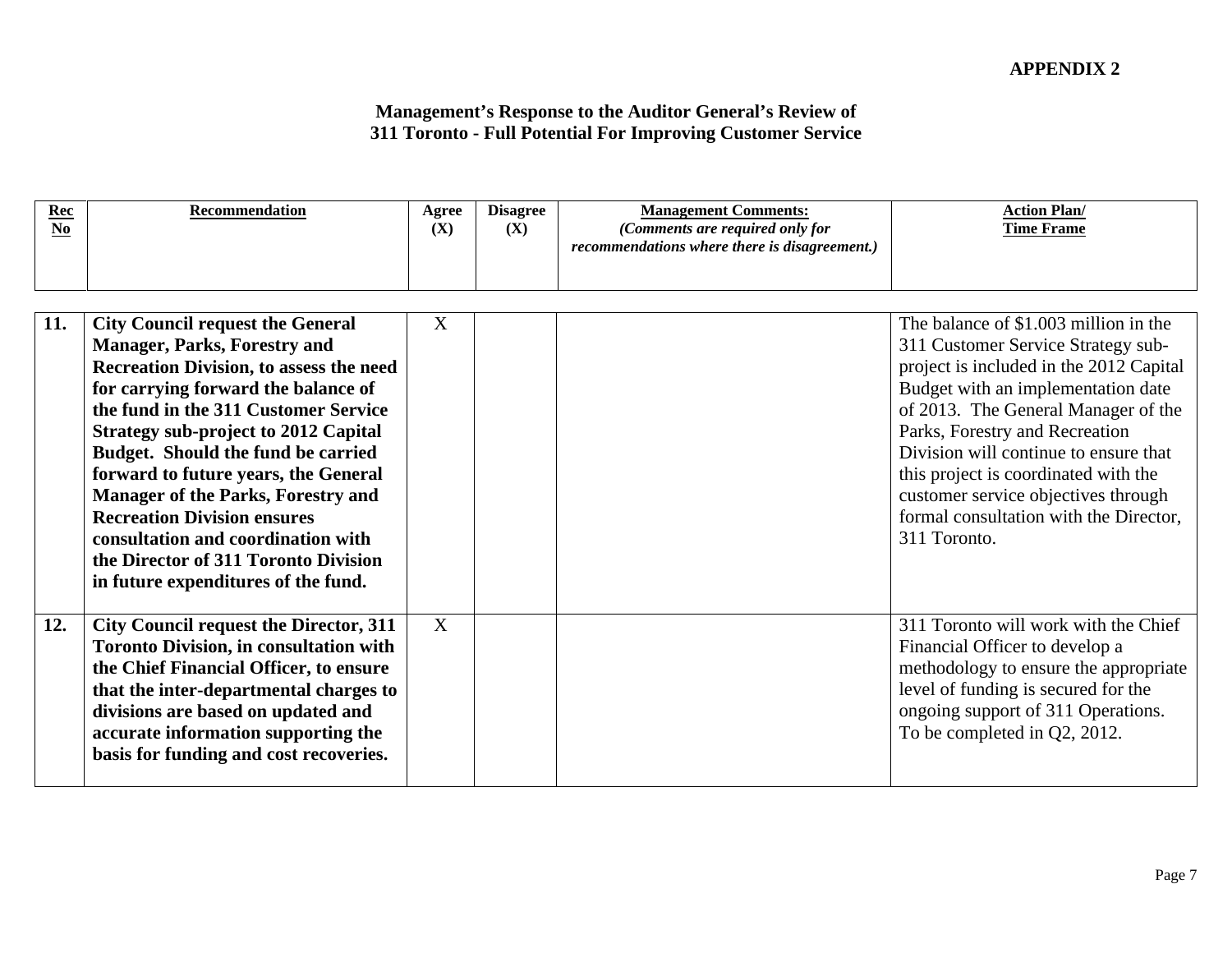APPENDIX 2

## Management's Response to the Auditor General's Review of 311 Toronto - Full Potential For Improving Customer Service

| Rec No | Recommendation | Agree (X) | Disagree (X) | Management Comments: *(Comments are required only for recommendations where there is disagreement.)* | Action Plan/ Time Frame |
|---|---|---|---|---|---|
| 11. | **City Council request the General Manager, Parks, Forestry and Recreation Division, to assess the need for carrying forward the balance of the fund in the 311 Customer Service Strategy sub-project to 2012 Capital Budget. Should the fund be carried forward to future years, the General Manager of the Parks, Forestry and Recreation Division ensures consultation and coordination with the Director of 311 Toronto Division in future expenditures of the fund.** | X | | | The balance of $1.003 million in the 311 Customer Service Strategy sub-project is included in the 2012 Capital Budget with an implementation date of 2013. The General Manager of the Parks, Forestry and Recreation Division will continue to ensure that this project is coordinated with the customer service objectives through formal consultation with the Director, 311 Toronto. |
| 12. | **City Council request the Director, 311 Toronto Division, in consultation with the Chief Financial Officer, to ensure that the inter-departmental charges to divisions are based on updated and accurate information supporting the basis for funding and cost recoveries.** | X | | | 311 Toronto will work with the Chief Financial Officer to develop a methodology to ensure the appropriate level of funding is secured for the ongoing support of 311 Operations. To be completed in Q2, 2012. |